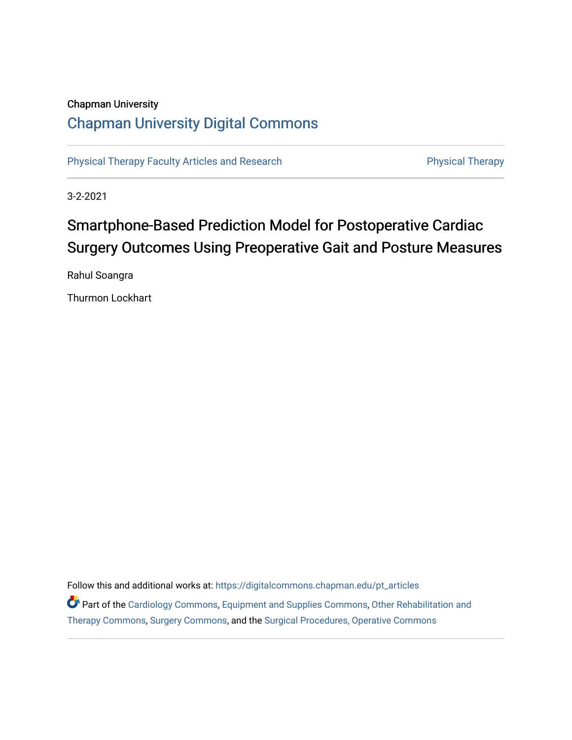Chapman University

# Chapman University Digital Commons

Physical Therapy Faculty Articles and Research

Physical Therapy

3-2-2021

# Smartphone-Based Prediction Model for Postoperative Cardiac Surgery Outcomes Using Preoperative Gait and Posture Measures

Rahul Soangra

Thurmon Lockhart

Follow this and additional works at: https://digitalcommons.chapman.edu/pt_articles

Part of the Cardiology Commons, Equipment and Supplies Commons, Other Rehabilitation and Therapy Commons, Surgery Commons, and the Surgical Procedures, Operative Commons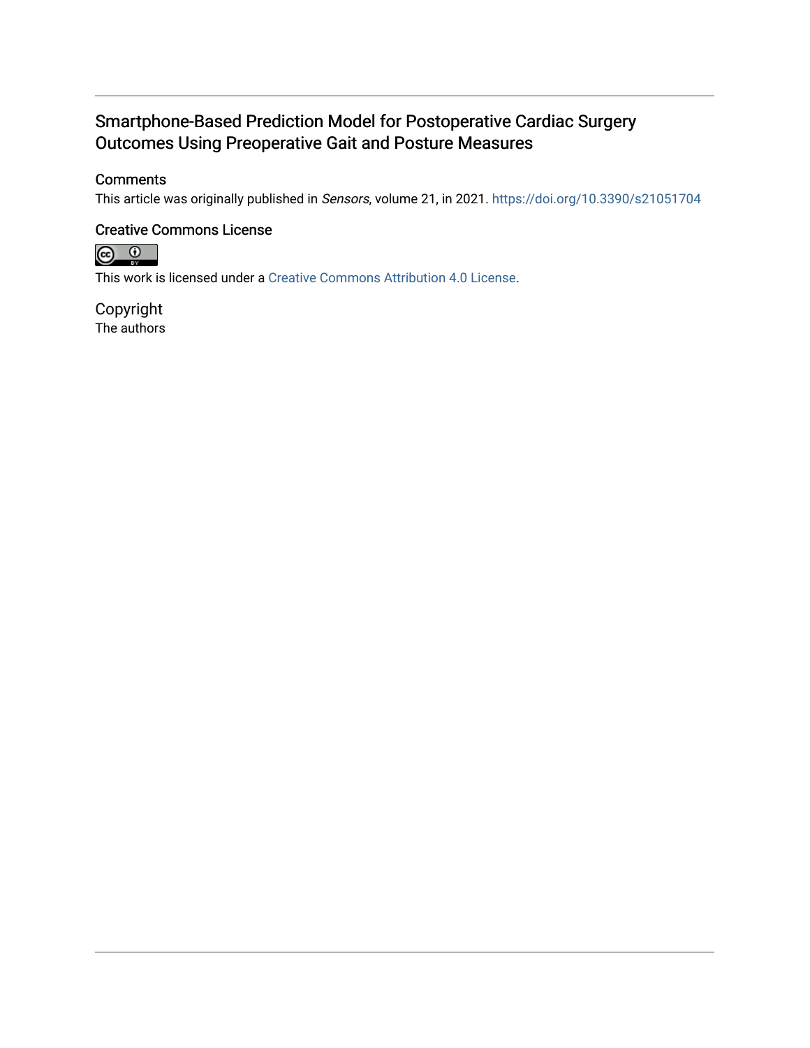# Smartphone-Based Prediction Model for Postoperative Cardiac Surgery Outcomes Using Preoperative Gait and Posture Measures

## Comments

This article was originally published in *Sensors*, volume 21, in 2021. https://doi.org/10.3390/s21051704

## Creative Commons License

This work is licensed under a Creative Commons Attribution 4.0 License.

## Copyright

The authors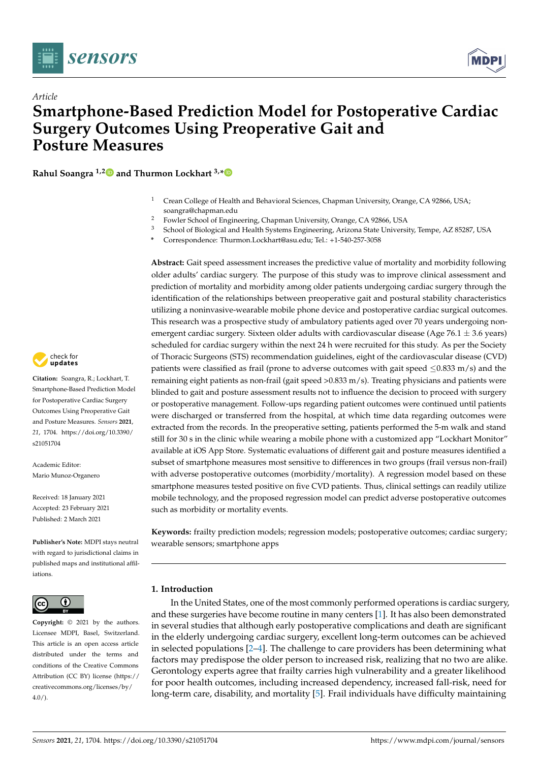Article

# Smartphone-Based Prediction Model for Postoperative Cardiac Surgery Outcomes Using Preoperative Gait and Posture Measures

**Rahul Soangra** [1,2] and **Thurmon Lockhart** [3,*]

[1] Crean College of Health and Behavioral Sciences, Chapman University, Orange, CA 92866, USA; soangra@chapman.edu
[2] Fowler School of Engineering, Chapman University, Orange, CA 92866, USA
[3] School of Biological and Health Systems Engineering, Arizona State University, Tempe, AZ 85287, USA
[*] Correspondence: Thurmon.Lockhart@asu.edu; Tel.: +1-540-257-3058

**Abstract:** Gait speed assessment increases the predictive value of mortality and morbidity following older adults' cardiac surgery. The purpose of this study was to improve clinical assessment and prediction of mortality and morbidity among older patients undergoing cardiac surgery through the identification of the relationships between preoperative gait and postural stability characteristics utilizing a noninvasive-wearable mobile phone device and postoperative cardiac surgical outcomes. This research was a prospective study of ambulatory patients aged over 70 years undergoing non-emergent cardiac surgery. Sixteen older adults with cardiovascular disease (Age 76.1 ± 3.6 years) scheduled for cardiac surgery within the next 24 h were recruited for this study. As per the Society of Thoracic Surgeons (STS) recommendation guidelines, eight of the cardiovascular disease (CVD) patients were classified as frail (prone to adverse outcomes with gait speed ≤0.833 m/s) and the remaining eight patients as non-frail (gait speed >0.833 m/s). Treating physicians and patients were blinded to gait and posture assessment results not to influence the decision to proceed with surgery or postoperative management. Follow-ups regarding patient outcomes were continued until patients were discharged or transferred from the hospital, at which time data regarding outcomes were extracted from the records. In the preoperative setting, patients performed the 5-m walk and stand still for 30 s in the clinic while wearing a mobile phone with a customized app "Lockhart Monitor" available at iOS App Store. Systematic evaluations of different gait and posture measures identified a subset of smartphone measures most sensitive to differences in two groups (frail versus non-frail) with adverse postoperative outcomes (morbidity/mortality). A regression model based on these smartphone measures tested positive on five CVD patients. Thus, clinical settings can readily utilize mobile technology, and the proposed regression model can predict adverse postoperative outcomes such as morbidity or mortality events.

**Keywords:** frailty prediction models; regression models; postoperative outcomes; cardiac surgery; wearable sensors; smartphone apps

check for updates

**Citation:** Soangra, R.; Lockhart, T. Smartphone-Based Prediction Model for Postoperative Cardiac Surgery Outcomes Using Preoperative Gait and Posture Measures. *Sensors* **2021**, *21*, 1704. https://doi.org/10.3390/s21051704

Academic Editor: Mario Munoz-Organero

Received: 18 January 2021
Accepted: 23 February 2021
Published: 2 March 2021

**Publisher's Note:** MDPI stays neutral with regard to jurisdictional claims in published maps and institutional affiliations.

**Copyright:** © 2021 by the authors. Licensee MDPI, Basel, Switzerland. This article is an open access article distributed under the terms and conditions of the Creative Commons Attribution (CC BY) license (https://creativecommons.org/licenses/by/4.0/).

## 1. Introduction

In the United States, one of the most commonly performed operations is cardiac surgery, and these surgeries have become routine in many centers [1]. It has also been demonstrated in several studies that although early postoperative complications and death are significant in the elderly undergoing cardiac surgery, excellent long-term outcomes can be achieved in selected populations [2–4]. The challenge to care providers has been determining what factors may predispose the older person to increased risk, realizing that no two are alike. Gerontology experts agree that frailty carries high vulnerability and a greater likelihood for poor health outcomes, including increased dependency, increased fall-risk, need for long-term care, disability, and mortality [5]. Frail individuals have difficulty maintaining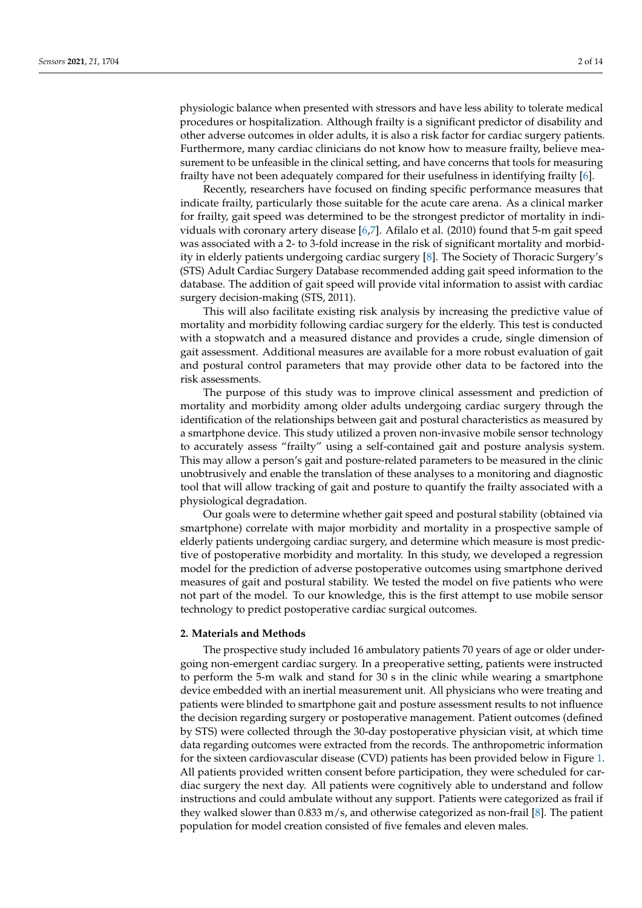physiologic balance when presented with stressors and have less ability to tolerate medical procedures or hospitalization. Although frailty is a significant predictor of disability and other adverse outcomes in older adults, it is also a risk factor for cardiac surgery patients. Furthermore, many cardiac clinicians do not know how to measure frailty, believe measurement to be unfeasible in the clinical setting, and have concerns that tools for measuring frailty have not been adequately compared for their usefulness in identifying frailty [6].

Recently, researchers have focused on finding specific performance measures that indicate frailty, particularly those suitable for the acute care arena. As a clinical marker for frailty, gait speed was determined to be the strongest predictor of mortality in individuals with coronary artery disease [6,7]. Afilalo et al. (2010) found that 5-m gait speed was associated with a 2- to 3-fold increase in the risk of significant mortality and morbidity in elderly patients undergoing cardiac surgery [8]. The Society of Thoracic Surgery's (STS) Adult Cardiac Surgery Database recommended adding gait speed information to the database. The addition of gait speed will provide vital information to assist with cardiac surgery decision-making (STS, 2011).

This will also facilitate existing risk analysis by increasing the predictive value of mortality and morbidity following cardiac surgery for the elderly. This test is conducted with a stopwatch and a measured distance and provides a crude, single dimension of gait assessment. Additional measures are available for a more robust evaluation of gait and postural control parameters that may provide other data to be factored into the risk assessments.

The purpose of this study was to improve clinical assessment and prediction of mortality and morbidity among older adults undergoing cardiac surgery through the identification of the relationships between gait and postural characteristics as measured by a smartphone device. This study utilized a proven non-invasive mobile sensor technology to accurately assess "frailty" using a self-contained gait and posture analysis system. This may allow a person's gait and posture-related parameters to be measured in the clinic unobtrusively and enable the translation of these analyses to a monitoring and diagnostic tool that will allow tracking of gait and posture to quantify the frailty associated with a physiological degradation.

Our goals were to determine whether gait speed and postural stability (obtained via smartphone) correlate with major morbidity and mortality in a prospective sample of elderly patients undergoing cardiac surgery, and determine which measure is most predictive of postoperative morbidity and mortality. In this study, we developed a regression model for the prediction of adverse postoperative outcomes using smartphone derived measures of gait and postural stability. We tested the model on five patients who were not part of the model. To our knowledge, this is the first attempt to use mobile sensor technology to predict postoperative cardiac surgical outcomes.

## 2. Materials and Methods

The prospective study included 16 ambulatory patients 70 years of age or older undergoing non-emergent cardiac surgery. In a preoperative setting, patients were instructed to perform the 5-m walk and stand for 30 s in the clinic while wearing a smartphone device embedded with an inertial measurement unit. All physicians who were treating and patients were blinded to smartphone gait and posture assessment results to not influence the decision regarding surgery or postoperative management. Patient outcomes (defined by STS) were collected through the 30-day postoperative physician visit, at which time data regarding outcomes were extracted from the records. The anthropometric information for the sixteen cardiovascular disease (CVD) patients has been provided below in Figure 1. All patients provided written consent before participation, they were scheduled for cardiac surgery the next day. All patients were cognitively able to understand and follow instructions and could ambulate without any support. Patients were categorized as frail if they walked slower than 0.833 m/s, and otherwise categorized as non-frail [8]. The patient population for model creation consisted of five females and eleven males.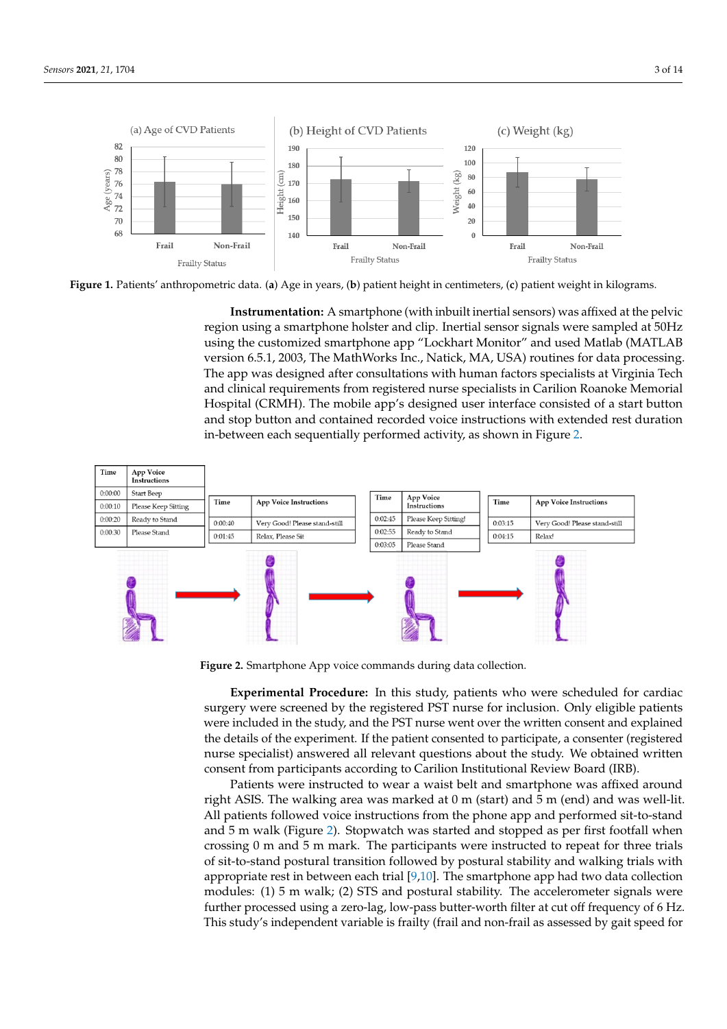(a) Age of CVD Patients

82
80
78
76
74
72
70
68

Age (years)

Frail
Non-Frail

Frailty Status

(b) Height of CVD Patients

190
180
170
160
150
140

Height (cm)

Frail
Non-Frail

Frailty Status

(c) Weight (kg)

120
100
80
60
40
20
0

Weight (kg)

Frail
Non-Frail

Frailty Status

**Figure 1.** Patients' anthropometric data. (**a**) Age in years, (**b**) patient height in centimeters, (**c**) patient weight in kilograms.

**Instrumentation:** A smartphone (with inbuilt inertial sensors) was affixed at the pelvic region using a smartphone holster and clip. Inertial sensor signals were sampled at 50Hz using the customized smartphone app "Lockhart Monitor" and used Matlab (MATLAB version 6.5.1, 2003, The MathWorks Inc., Natick, MA, USA) routines for data processing. The app was designed after consultations with human factors specialists at Virginia Tech and clinical requirements from registered nurse specialists in Carilion Roanoke Memorial Hospital (CRMH). The mobile app's designed user interface consisted of a start button and stop button and contained recorded voice instructions with extended rest duration in-between each sequentially performed activity, as shown in Figure 2.

| Time | App Voice Instructions |
| --- | --- |
| 0:00:00 | Start Beep |
| 0:00:10 | Please Keep Sitting |
| 0:00:20 | Ready to Stand |
| 0:00:30 | Please Stand |

| Time | App Voice Instructions |
| --- | --- |
| 0:00:40 | Very Good! Please stand-still |
| 0:01:45 | Relax, Please Sit |

| Time | App Voice Instructions |
| --- | --- |
| 0:02:45 | Please Keep Sitting! |
| 0:02:55 | Ready to Stand |
| 0:03:05 | Please Stand |

| Time | App Voice Instructions |
| --- | --- |
| 0:03:15 | Very Good! Please stand-still |
| 0:04:15 | Relax! |

**Figure 2.** Smartphone App voice commands during data collection.

**Experimental Procedure:** In this study, patients who were scheduled for cardiac surgery were screened by the registered PST nurse for inclusion. Only eligible patients were included in the study, and the PST nurse went over the written consent and explained the details of the experiment. If the patient consented to participate, a consenter (registered nurse specialist) answered all relevant questions about the study. We obtained written consent from participants according to Carilion Institutional Review Board (IRB).

Patients were instructed to wear a waist belt and smartphone was affixed around right ASIS. The walking area was marked at 0 m (start) and 5 m (end) and was well-lit. All patients followed voice instructions from the phone app and performed sit-to-stand and 5 m walk (Figure 2). Stopwatch was started and stopped as per first footfall when crossing 0 m and 5 m mark. The participants were instructed to repeat for three trials of sit-to-stand postural transition followed by postural stability and walking trials with appropriate rest in between each trial [9,10]. The smartphone app had two data collection modules: (1) 5 m walk; (2) STS and postural stability. The accelerometer signals were further processed using a zero-lag, low-pass butter-worth filter at cut off frequency of 6 Hz. This study's independent variable is frailty (frail and non-frail as assessed by gait speed for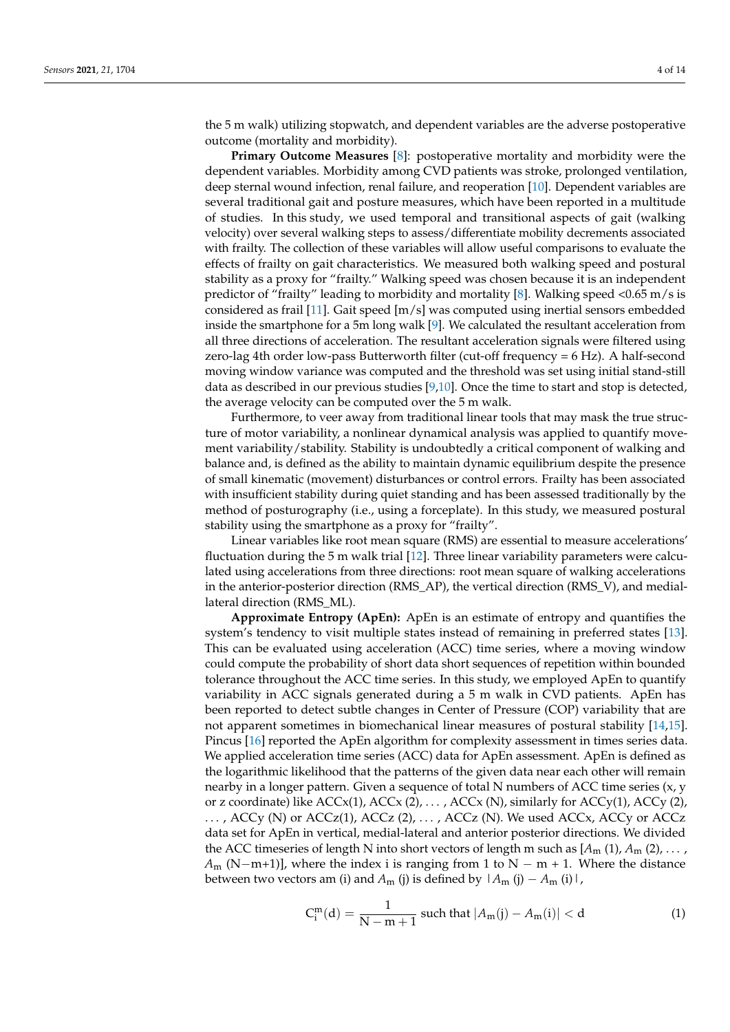the 5 m walk) utilizing stopwatch, and dependent variables are the adverse postoperative outcome (mortality and morbidity).

**Primary Outcome Measures** [8]: postoperative mortality and morbidity were the dependent variables. Morbidity among CVD patients was stroke, prolonged ventilation, deep sternal wound infection, renal failure, and reoperation [10]. Dependent variables are several traditional gait and posture measures, which have been reported in a multitude of studies. In this study, we used temporal and transitional aspects of gait (walking velocity) over several walking steps to assess/differentiate mobility decrements associated with frailty. The collection of these variables will allow useful comparisons to evaluate the effects of frailty on gait characteristics. We measured both walking speed and postural stability as a proxy for "frailty." Walking speed was chosen because it is an independent predictor of "frailty" leading to morbidity and mortality [8]. Walking speed <0.65 m/s is considered as frail [11]. Gait speed [m/s] was computed using inertial sensors embedded inside the smartphone for a 5m long walk [9]. We calculated the resultant acceleration from all three directions of acceleration. The resultant acceleration signals were filtered using zero-lag 4th order low-pass Butterworth filter (cut-off frequency = 6 Hz). A half-second moving window variance was computed and the threshold was set using initial stand-still data as described in our previous studies [9,10]. Once the time to start and stop is detected, the average velocity can be computed over the 5 m walk.

Furthermore, to veer away from traditional linear tools that may mask the true structure of motor variability, a nonlinear dynamical analysis was applied to quantify movement variability/stability. Stability is undoubtedly a critical component of walking and balance and, is defined as the ability to maintain dynamic equilibrium despite the presence of small kinematic (movement) disturbances or control errors. Frailty has been associated with insufficient stability during quiet standing and has been assessed traditionally by the method of posturography (i.e., using a forceplate). In this study, we measured postural stability using the smartphone as a proxy for "frailty".

Linear variables like root mean square (RMS) are essential to measure accelerations' fluctuation during the 5 m walk trial [12]. Three linear variability parameters were calculated using accelerations from three directions: root mean square of walking accelerations in the anterior-posterior direction (RMS_AP), the vertical direction (RMS_V), and medial-lateral direction (RMS_ML).

**Approximate Entropy (ApEn):** ApEn is an estimate of entropy and quantifies the system's tendency to visit multiple states instead of remaining in preferred states [13]. This can be evaluated using acceleration (ACC) time series, where a moving window could compute the probability of short data short sequences of repetition within bounded tolerance throughout the ACC time series. In this study, we employed ApEn to quantify variability in ACC signals generated during a 5 m walk in CVD patients. ApEn has been reported to detect subtle changes in Center of Pressure (COP) variability that are not apparent sometimes in biomechanical linear measures of postural stability [14,15]. Pincus [16] reported the ApEn algorithm for complexity assessment in times series data. We applied acceleration time series (ACC) data for ApEn assessment. ApEn is defined as the logarithmic likelihood that the patterns of the given data near each other will remain nearby in a longer pattern. Given a sequence of total N numbers of ACC time series (x, y or z coordinate) like ACCx(1), ACCx (2), ... , ACCx (N), similarly for ACCy(1), ACCy (2), ... , ACCy (N) or ACCz(1), ACCz (2), ... , ACCz (N). We used ACCx, ACCy or ACCz data set for ApEn in vertical, medial-lateral and anterior posterior directions. We divided the ACC timeseries of length N into short vectors of length m such as [$A_m$ (1), $A_m$ (2), ... , $A_m$ (N−m+1)], where the index i is ranging from 1 to N − m + 1. Where the distance between two vectors am (i) and $A_m$ (j) is defined by $|A_m(j) - A_m(i)|$,

$$C_i^m(d) = \frac{1}{N - m + 1} \text{ such that } |A_m(j) - A_m(i)| < d \tag{1}$$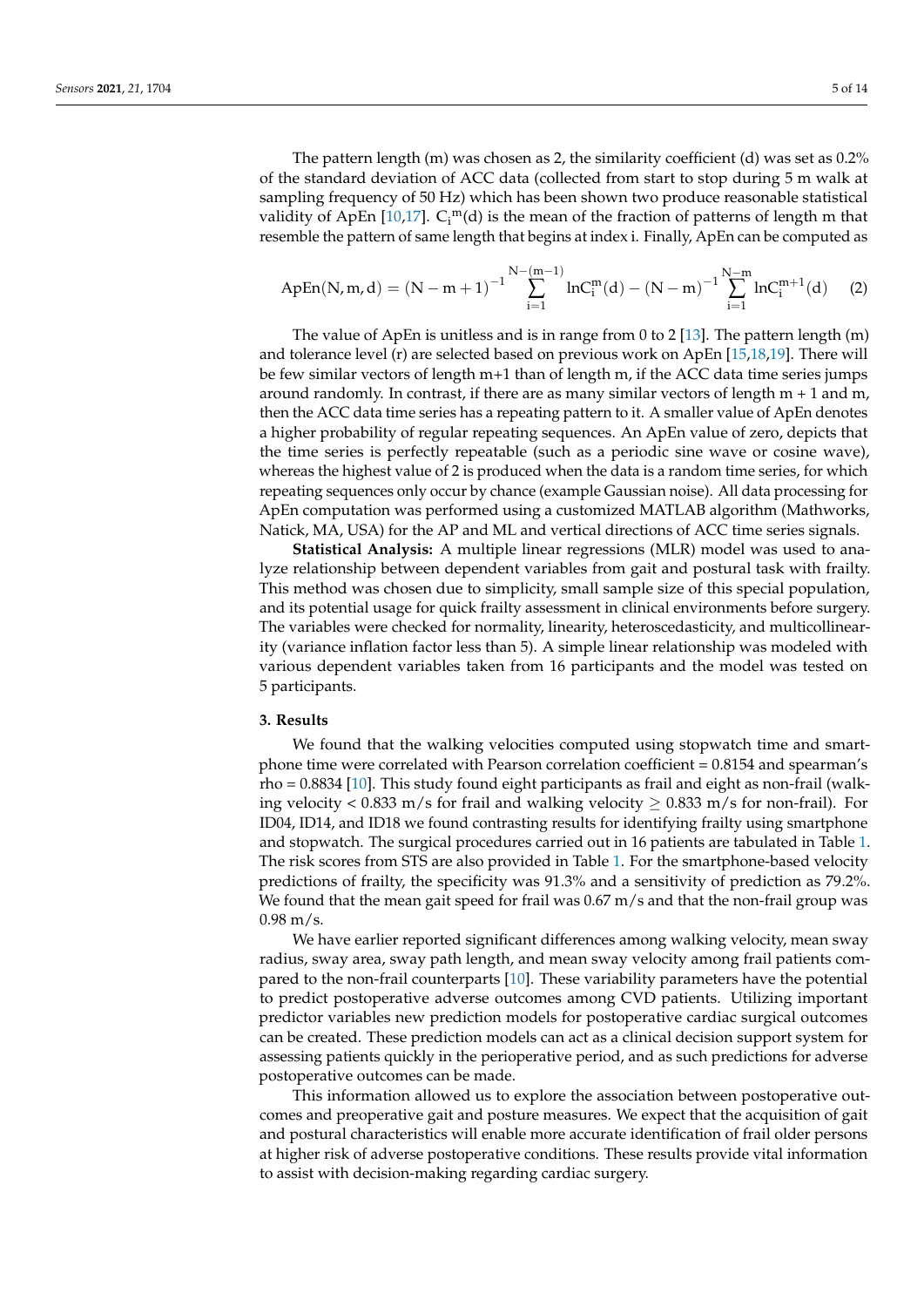The pattern length (m) was chosen as 2, the similarity coefficient (d) was set as 0.2% of the standard deviation of ACC data (collected from start to stop during 5 m walk at sampling frequency of 50 Hz) which has been shown two produce reasonable statistical validity of ApEn [10,17]. $C_i^m(d)$ is the mean of the fraction of patterns of length m that resemble the pattern of same length that begins at index i. Finally, ApEn can be computed as

$$\mathrm{ApEn}(N, m, d) = (N - m + 1)^{-1} \sum_{i=1}^{N-(m-1)} \ln C_i^m(d) - (N - m)^{-1} \sum_{i=1}^{N-m} \ln C_i^{m+1}(d) \quad (2)$$

The value of ApEn is unitless and is in range from 0 to 2 [13]. The pattern length (m) and tolerance level (r) are selected based on previous work on ApEn [15,18,19]. There will be few similar vectors of length m+1 than of length m, if the ACC data time series jumps around randomly. In contrast, if there are as many similar vectors of length m + 1 and m, then the ACC data time series has a repeating pattern to it. A smaller value of ApEn denotes a higher probability of regular repeating sequences. An ApEn value of zero, depicts that the time series is perfectly repeatable (such as a periodic sine wave or cosine wave), whereas the highest value of 2 is produced when the data is a random time series, for which repeating sequences only occur by chance (example Gaussian noise). All data processing for ApEn computation was performed using a customized MATLAB algorithm (Mathworks, Natick, MA, USA) for the AP and ML and vertical directions of ACC time series signals.

**Statistical Analysis:** A multiple linear regressions (MLR) model was used to analyze relationship between dependent variables from gait and postural task with frailty. This method was chosen due to simplicity, small sample size of this special population, and its potential usage for quick frailty assessment in clinical environments before surgery. The variables were checked for normality, linearity, heteroscedasticity, and multicollinearity (variance inflation factor less than 5). A simple linear relationship was modeled with various dependent variables taken from 16 participants and the model was tested on 5 participants.

## 3. Results

We found that the walking velocities computed using stopwatch time and smartphone time were correlated with Pearson correlation coefficient = 0.8154 and spearman's rho = 0.8834 [10]. This study found eight participants as frail and eight as non-frail (walking velocity < 0.833 m/s for frail and walking velocity $\geq$ 0.833 m/s for non-frail). For ID04, ID14, and ID18 we found contrasting results for identifying frailty using smartphone and stopwatch. The surgical procedures carried out in 16 patients are tabulated in Table 1. The risk scores from STS are also provided in Table 1. For the smartphone-based velocity predictions of frailty, the specificity was 91.3% and a sensitivity of prediction as 79.2%. We found that the mean gait speed for frail was 0.67 m/s and that the non-frail group was 0.98 m/s.

We have earlier reported significant differences among walking velocity, mean sway radius, sway area, sway path length, and mean sway velocity among frail patients compared to the non-frail counterparts [10]. These variability parameters have the potential to predict postoperative adverse outcomes among CVD patients. Utilizing important predictor variables new prediction models for postoperative cardiac surgical outcomes can be created. These prediction models can act as a clinical decision support system for assessing patients quickly in the perioperative period, and as such predictions for adverse postoperative outcomes can be made.

This information allowed us to explore the association between postoperative outcomes and preoperative gait and posture measures. We expect that the acquisition of gait and postural characteristics will enable more accurate identification of frail older persons at higher risk of adverse postoperative conditions. These results provide vital information to assist with decision-making regarding cardiac surgery.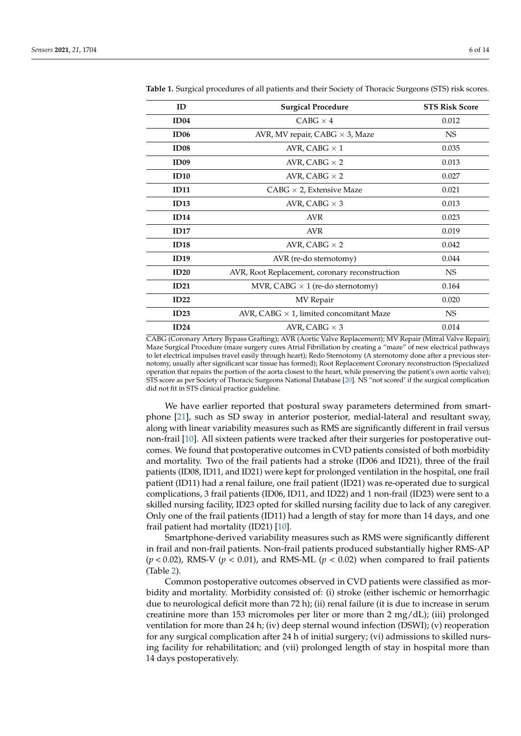**Table 1.** Surgical procedures of all patients and their Society of Thoracic Surgeons (STS) risk scores.

| ID | Surgical Procedure | STS Risk Score |
|---|---|---|
| **ID04** | CABG × 4 | 0.012 |
| **ID06** | AVR, MV repair, CABG × 3, Maze | NS |
| **ID08** | AVR, CABG × 1 | 0.035 |
| **ID09** | AVR, CABG × 2 | 0.013 |
| **ID10** | AVR, CABG × 2 | 0.027 |
| **ID11** | CABG × 2, Extensive Maze | 0.021 |
| **ID13** | AVR, CABG × 3 | 0.013 |
| **ID14** | AVR | 0.023 |
| **ID17** | AVR | 0.019 |
| **ID18** | AVR, CABG × 2 | 0.042 |
| **ID19** | AVR (re-do sternotomy) | 0.044 |
| **ID20** | AVR, Root Replacement, coronary reconstruction | NS |
| **ID21** | MVR, CABG × 1 (re-do sternotomy) | 0.164 |
| **ID22** | MV Repair | 0.020 |
| **ID23** | AVR, CABG × 1, limited concomitant Maze | NS |
| **ID24** | AVR, CABG × 3 | 0.014 |

CABG (Coronary Artery Bypass Grafting); AVR (Aortic Valve Replacement); MV Repair (Mitral Valve Repair); Maze Surgical Procedure (maze surgery cures Atrial Fibrillation by creating a "maze" of new electrical pathways to let electrical impulses travel easily through heart); Redo Sternotomy (A sternotomy done after a previous sternotomy, usually after significant scar tissue has formed); Root Replacement Coronary reconstruction (Specialized operation that repairs the portion of the aorta closest to the heart, while preserving the patient's own aortic valve); STS score as per Society of Thoracic Surgeons National Database [20]. NS "not scored' if the surgical complication did not fit in STS clinical practice guideline.

We have earlier reported that postural sway parameters determined from smartphone [21], such as SD sway in anterior posterior, medial-lateral and resultant sway, along with linear variability measures such as RMS are significantly different in frail versus non-frail [10]. All sixteen patients were tracked after their surgeries for postoperative outcomes. We found that postoperative outcomes in CVD patients consisted of both morbidity and mortality. Two of the frail patients had a stroke (ID06 and ID21), three of the frail patients (ID08, ID11, and ID21) were kept for prolonged ventilation in the hospital, one frail patient (ID11) had a renal failure, one frail patient (ID21) was re-operated due to surgical complications, 3 frail patients (ID06, ID11, and ID22) and 1 non-frail (ID23) were sent to a skilled nursing facility, ID23 opted for skilled nursing facility due to lack of any caregiver. Only one of the frail patients (ID11) had a length of stay for more than 14 days, and one frail patient had mortality (ID21) [10].

Smartphone-derived variability measures such as RMS were significantly different in frail and non-frail patients. Non-frail patients produced substantially higher RMS-AP ($p < 0.02$), RMS-V ($p < 0.01$), and RMS-ML ($p < 0.02$) when compared to frail patients (Table 2).

Common postoperative outcomes observed in CVD patients were classified as morbidity and mortality. Morbidity consisted of: (i) stroke (either ischemic or hemorrhagic due to neurological deficit more than 72 h); (ii) renal failure (it is due to increase in serum creatinine more than 153 micromoles per liter or more than 2 mg/dL); (iii) prolonged ventilation for more than 24 h; (iv) deep sternal wound infection (DSWI); (v) reoperation for any surgical complication after 24 h of initial surgery; (vi) admissions to skilled nursing facility for rehabilitation; and (vii) prolonged length of stay in hospital more than 14 days postoperatively.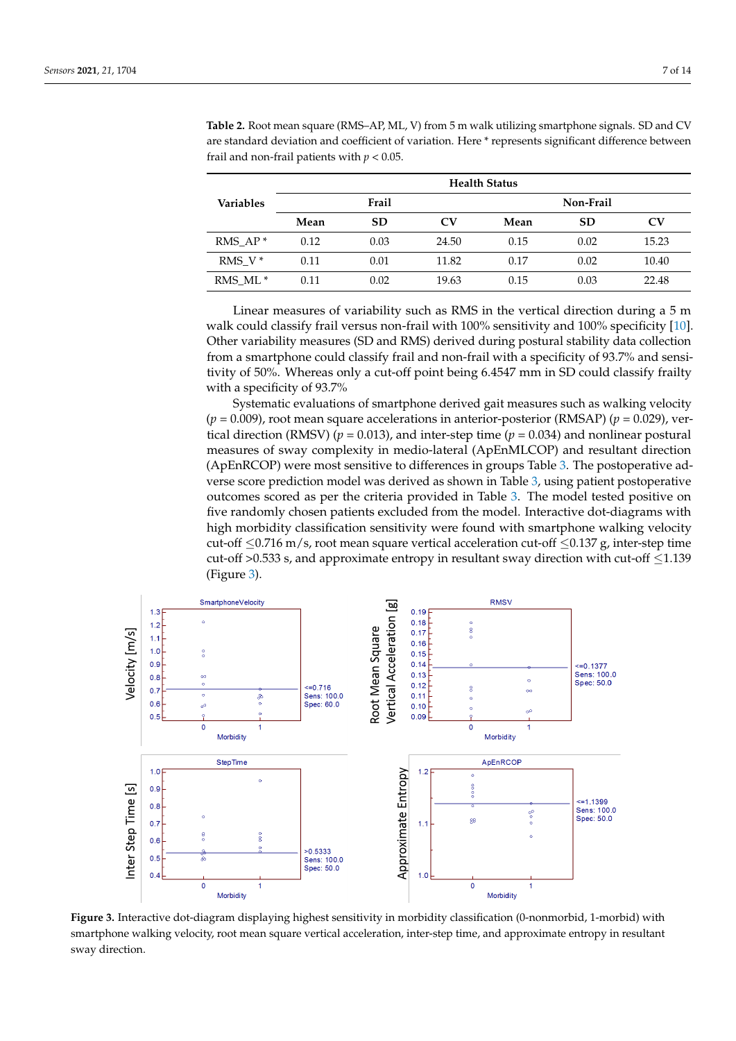**Table 2.** Root mean square (RMS–AP, ML, V) from 5 m walk utilizing smartphone signals. SD and CV are standard deviation and coefficient of variation. Here * represents significant difference between frail and non-frail patients with $p < 0.05$.

| Variables | Health Status | | | | | |
|---|---|---|---|---|---|---|
| | Frail | | | Non-Frail | | |
| | Mean | SD | CV | Mean | SD | CV |
| RMS_AP * | 0.12 | 0.03 | 24.50 | 0.15 | 0.02 | 15.23 |
| RMS_V * | 0.11 | 0.01 | 11.82 | 0.17 | 0.02 | 10.40 |
| RMS_ML * | 0.11 | 0.02 | 19.63 | 0.15 | 0.03 | 22.48 |

Linear measures of variability such as RMS in the vertical direction during a 5 m walk could classify frail versus non-frail with 100% sensitivity and 100% specificity [10]. Other variability measures (SD and RMS) derived during postural stability data collection from a smartphone could classify frail and non-frail with a specificity of 93.7% and sensitivity of 50%. Whereas only a cut-off point being 6.4547 mm in SD could classify frailty with a specificity of 93.7%

Systematic evaluations of smartphone derived gait measures such as walking velocity ($p = 0.009$), root mean square accelerations in anterior-posterior (RMSAP) ($p = 0.029$), vertical direction (RMSV) ($p = 0.013$), and inter-step time ($p = 0.034$) and nonlinear postural measures of sway complexity in medio-lateral (ApEnMLCOP) and resultant direction (ApEnRCOP) were most sensitive to differences in groups Table 3. The postoperative adverse score prediction model was derived as shown in Table 3, using patient postoperative outcomes scored as per the criteria provided in Table 3. The model tested positive on five randomly chosen patients excluded from the model. Interactive dot-diagrams with high morbidity classification sensitivity were found with smartphone walking velocity cut-off $\leq$0.716 m/s, root mean square vertical acceleration cut-off $\leq$0.137 g, inter-step time cut-off >0.533 s, and approximate entropy in resultant sway direction with cut-off $\leq$1.139 (Figure 3).

SmartphoneVelocity
Velocity [m/s]
1.3
1.2
1.1
1.0
0.9
0.8
0.7
0.6
0.5
0
1
Morbidity
<=0.716
Sens: 100.0
Spec: 60.0

RMSV
Root Mean Square Vertical Acceleration [g]
0.19
0.18
0.17
0.16
0.15
0.14
0.13
0.12
0.11
0.10
0.09
0
1
Morbidity
<=0.1377
Sens: 100.0
Spec: 50.0

StepTime
Inter Step Time [s]
1.0
0.9
0.8
0.7
0.6
0.5
0.4
0
1
Morbidity
>0.5333
Sens: 100.0
Spec: 50.0

ApEnRCOP
Approximate Entropy
1.2
1.1
1.0
0
1
Morbidity
<=1.1399
Sens: 100.0
Spec: 50.0

**Figure 3.** Interactive dot-diagram displaying highest sensitivity in morbidity classification (0-nonmorbid, 1-morbid) with smartphone walking velocity, root mean square vertical acceleration, inter-step time, and approximate entropy in resultant sway direction.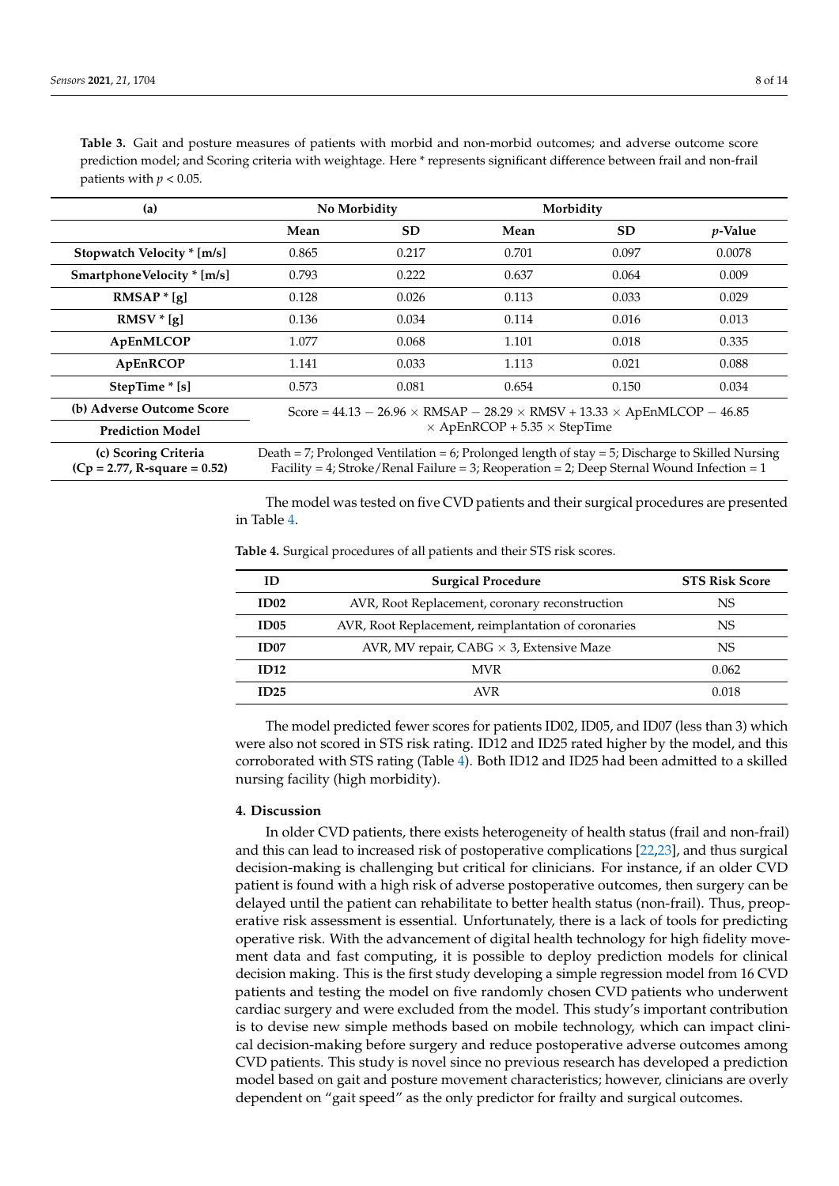**Table 3.** Gait and posture measures of patients with morbid and non-morbid outcomes; and adverse outcome score prediction model; and Scoring criteria with weightage. Here * represents significant difference between frail and non-frail patients with $p < 0.05$.

| (a) | No Morbidity | | Morbidity | | |
|---|---|---|---|---|---|
| | Mean | SD | Mean | SD | *p*-Value |
| **Stopwatch Velocity * [m/s]** | 0.865 | 0.217 | 0.701 | 0.097 | 0.0078 |
| **SmartphoneVelocity * [m/s]** | 0.793 | 0.222 | 0.637 | 0.064 | 0.009 |
| **RMSAP * [g]** | 0.128 | 0.026 | 0.113 | 0.033 | 0.029 |
| **RMSV * [g]** | 0.136 | 0.034 | 0.114 | 0.016 | 0.013 |
| **ApEnMLCOP** | 1.077 | 0.068 | 1.101 | 0.018 | 0.335 |
| **ApEnRCOP** | 1.141 | 0.033 | 1.113 | 0.021 | 0.088 |
| **StepTime * [s]** | 0.573 | 0.081 | 0.654 | 0.150 | 0.034 |
| **(b) Adverse Outcome Score Prediction Model** | Score = 44.13 − 26.96 × RMSAP − 28.29 × RMSV + 13.33 × ApEnMLCOP − 46.85 × ApEnRCOP + 5.35 × StepTime | | | | |
| **(c) Scoring Criteria (Cp = 2.77, R-square = 0.52)** | Death = 7; Prolonged Ventilation = 6; Prolonged length of stay = 5; Discharge to Skilled Nursing Facility = 4; Stroke/Renal Failure = 3; Reoperation = 2; Deep Sternal Wound Infection = 1 | | | | |

The model was tested on five CVD patients and their surgical procedures are presented in Table 4.

**Table 4.** Surgical procedures of all patients and their STS risk scores.

| ID | Surgical Procedure | STS Risk Score |
|---|---|---|
| **ID02** | AVR, Root Replacement, coronary reconstruction | NS |
| **ID05** | AVR, Root Replacement, reimplantation of coronaries | NS |
| **ID07** | AVR, MV repair, CABG × 3, Extensive Maze | NS |
| **ID12** | MVR | 0.062 |
| **ID25** | AVR | 0.018 |

The model predicted fewer scores for patients ID02, ID05, and ID07 (less than 3) which were also not scored in STS risk rating. ID12 and ID25 rated higher by the model, and this corroborated with STS rating (Table 4). Both ID12 and ID25 had been admitted to a skilled nursing facility (high morbidity).

## 4. Discussion

In older CVD patients, there exists heterogeneity of health status (frail and non-frail) and this can lead to increased risk of postoperative complications [22,23], and thus surgical decision-making is challenging but critical for clinicians. For instance, if an older CVD patient is found with a high risk of adverse postoperative outcomes, then surgery can be delayed until the patient can rehabilitate to better health status (non-frail). Thus, preoperative risk assessment is essential. Unfortunately, there is a lack of tools for predicting operative risk. With the advancement of digital health technology for high fidelity movement data and fast computing, it is possible to deploy prediction models for clinical decision making. This is the first study developing a simple regression model from 16 CVD patients and testing the model on five randomly chosen CVD patients who underwent cardiac surgery and were excluded from the model. This study's important contribution is to devise new simple methods based on mobile technology, which can impact clinical decision-making before surgery and reduce postoperative adverse outcomes among CVD patients. This study is novel since no previous research has developed a prediction model based on gait and posture movement characteristics; however, clinicians are overly dependent on "gait speed" as the only predictor for frailty and surgical outcomes.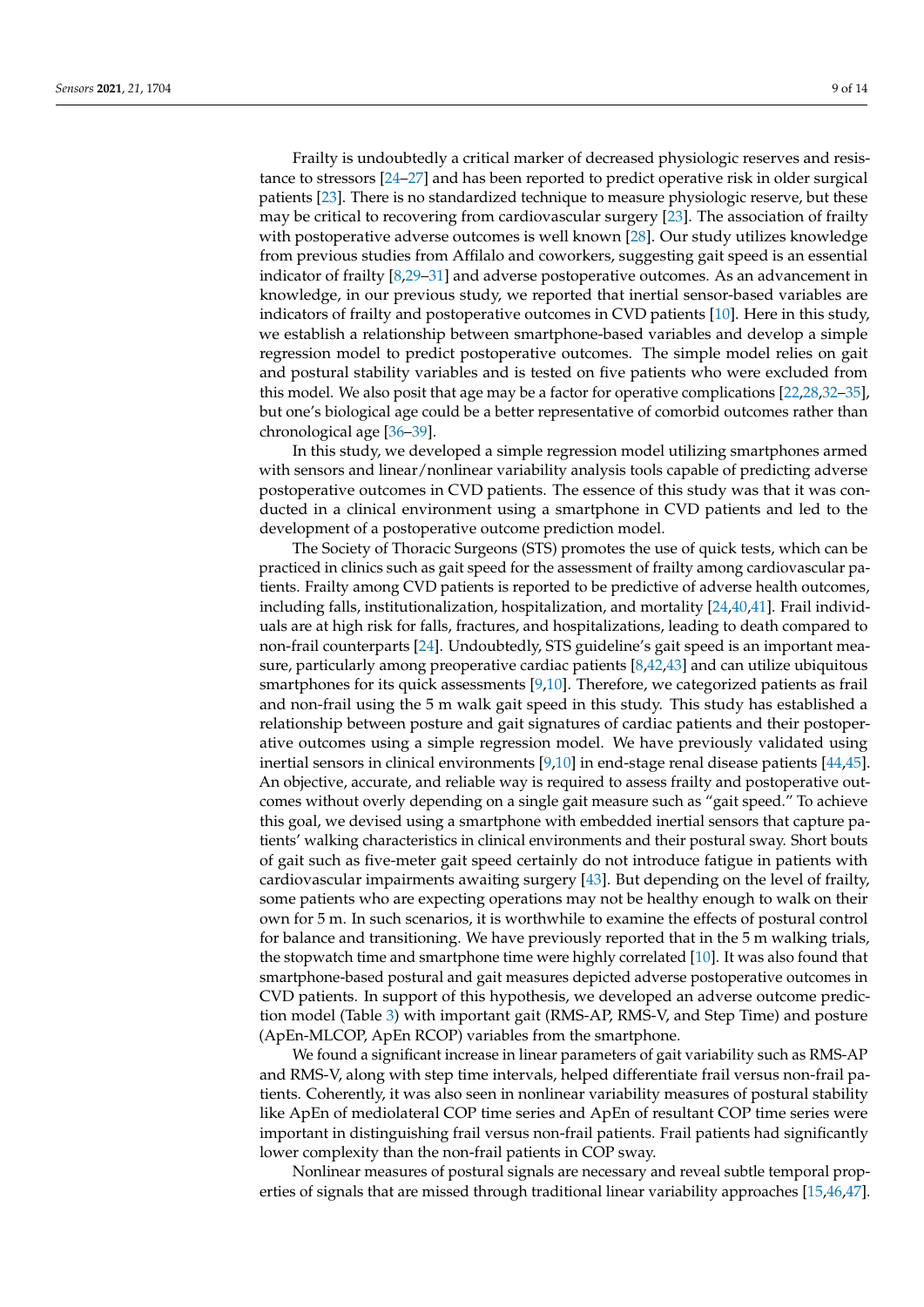Frailty is undoubtedly a critical marker of decreased physiologic reserves and resistance to stressors [24–27] and has been reported to predict operative risk in older surgical patients [23]. There is no standardized technique to measure physiologic reserve, but these may be critical to recovering from cardiovascular surgery [23]. The association of frailty with postoperative adverse outcomes is well known [28]. Our study utilizes knowledge from previous studies from Affilalo and coworkers, suggesting gait speed is an essential indicator of frailty [8,29–31] and adverse postoperative outcomes. As an advancement in knowledge, in our previous study, we reported that inertial sensor-based variables are indicators of frailty and postoperative outcomes in CVD patients [10]. Here in this study, we establish a relationship between smartphone-based variables and develop a simple regression model to predict postoperative outcomes. The simple model relies on gait and postural stability variables and is tested on five patients who were excluded from this model. We also posit that age may be a factor for operative complications [22,28,32–35], but one's biological age could be a better representative of comorbid outcomes rather than chronological age [36–39].

In this study, we developed a simple regression model utilizing smartphones armed with sensors and linear/nonlinear variability analysis tools capable of predicting adverse postoperative outcomes in CVD patients. The essence of this study was that it was conducted in a clinical environment using a smartphone in CVD patients and led to the development of a postoperative outcome prediction model.

The Society of Thoracic Surgeons (STS) promotes the use of quick tests, which can be practiced in clinics such as gait speed for the assessment of frailty among cardiovascular patients. Frailty among CVD patients is reported to be predictive of adverse health outcomes, including falls, institutionalization, hospitalization, and mortality [24,40,41]. Frail individuals are at high risk for falls, fractures, and hospitalizations, leading to death compared to non-frail counterparts [24]. Undoubtedly, STS guideline's gait speed is an important measure, particularly among preoperative cardiac patients [8,42,43] and can utilize ubiquitous smartphones for its quick assessments [9,10]. Therefore, we categorized patients as frail and non-frail using the 5 m walk gait speed in this study. This study has established a relationship between posture and gait signatures of cardiac patients and their postoperative outcomes using a simple regression model. We have previously validated using inertial sensors in clinical environments [9,10] in end-stage renal disease patients [44,45]. An objective, accurate, and reliable way is required to assess frailty and postoperative outcomes without overly depending on a single gait measure such as "gait speed." To achieve this goal, we devised using a smartphone with embedded inertial sensors that capture patients' walking characteristics in clinical environments and their postural sway. Short bouts of gait such as five-meter gait speed certainly do not introduce fatigue in patients with cardiovascular impairments awaiting surgery [43]. But depending on the level of frailty, some patients who are expecting operations may not be healthy enough to walk on their own for 5 m. In such scenarios, it is worthwhile to examine the effects of postural control for balance and transitioning. We have previously reported that in the 5 m walking trials, the stopwatch time and smartphone time were highly correlated [10]. It was also found that smartphone-based postural and gait measures depicted adverse postoperative outcomes in CVD patients. In support of this hypothesis, we developed an adverse outcome prediction model (Table 3) with important gait (RMS-AP, RMS-V, and Step Time) and posture (ApEn-MLCOP, ApEn RCOP) variables from the smartphone.

We found a significant increase in linear parameters of gait variability such as RMS-AP and RMS-V, along with step time intervals, helped differentiate frail versus non-frail patients. Coherently, it was also seen in nonlinear variability measures of postural stability like ApEn of mediolateral COP time series and ApEn of resultant COP time series were important in distinguishing frail versus non-frail patients. Frail patients had significantly lower complexity than the non-frail patients in COP sway.

Nonlinear measures of postural signals are necessary and reveal subtle temporal properties of signals that are missed through traditional linear variability approaches [15,46,47].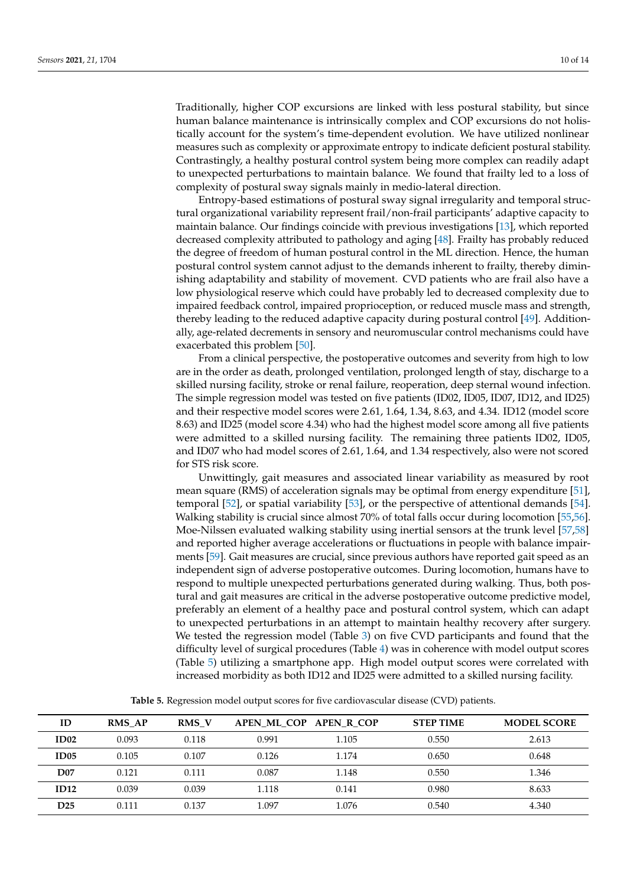Traditionally, higher COP excursions are linked with less postural stability, but since human balance maintenance is intrinsically complex and COP excursions do not holistically account for the system's time-dependent evolution. We have utilized nonlinear measures such as complexity or approximate entropy to indicate deficient postural stability. Contrastingly, a healthy postural control system being more complex can readily adapt to unexpected perturbations to maintain balance. We found that frailty led to a loss of complexity of postural sway signals mainly in medio-lateral direction.

Entropy-based estimations of postural sway signal irregularity and temporal structural organizational variability represent frail/non-frail participants' adaptive capacity to maintain balance. Our findings coincide with previous investigations [13], which reported decreased complexity attributed to pathology and aging [48]. Frailty has probably reduced the degree of freedom of human postural control in the ML direction. Hence, the human postural control system cannot adjust to the demands inherent to frailty, thereby diminishing adaptability and stability of movement. CVD patients who are frail also have a low physiological reserve which could have probably led to decreased complexity due to impaired feedback control, impaired proprioception, or reduced muscle mass and strength, thereby leading to the reduced adaptive capacity during postural control [49]. Additionally, age-related decrements in sensory and neuromuscular control mechanisms could have exacerbated this problem [50].

From a clinical perspective, the postoperative outcomes and severity from high to low are in the order as death, prolonged ventilation, prolonged length of stay, discharge to a skilled nursing facility, stroke or renal failure, reoperation, deep sternal wound infection. The simple regression model was tested on five patients (ID02, ID05, ID07, ID12, and ID25) and their respective model scores were 2.61, 1.64, 1.34, 8.63, and 4.34. ID12 (model score 8.63) and ID25 (model score 4.34) who had the highest model score among all five patients were admitted to a skilled nursing facility. The remaining three patients ID02, ID05, and ID07 who had model scores of 2.61, 1.64, and 1.34 respectively, also were not scored for STS risk score.

Unwittingly, gait measures and associated linear variability as measured by root mean square (RMS) of acceleration signals may be optimal from energy expenditure [51], temporal [52], or spatial variability [53], or the perspective of attentional demands [54]. Walking stability is crucial since almost 70% of total falls occur during locomotion [55,56]. Moe-Nilssen evaluated walking stability using inertial sensors at the trunk level [57,58] and reported higher average accelerations or fluctuations in people with balance impairments [59]. Gait measures are crucial, since previous authors have reported gait speed as an independent sign of adverse postoperative outcomes. During locomotion, humans have to respond to multiple unexpected perturbations generated during walking. Thus, both postural and gait measures are critical in the adverse postoperative outcome predictive model, preferably an element of a healthy pace and postural control system, which can adapt to unexpected perturbations in an attempt to maintain healthy recovery after surgery. We tested the regression model (Table 3) on five CVD participants and found that the difficulty level of surgical procedures (Table 4) was in coherence with model output scores (Table 5) utilizing a smartphone app. High model output scores were correlated with increased morbidity as both ID12 and ID25 were admitted to a skilled nursing facility.

**Table 5.** Regression model output scores for five cardiovascular disease (CVD) patients.

| ID | RMS_AP | RMS_V | APEN_ML_COP | APEN_R_COP | STEP TIME | MODEL SCORE |
|---|---|---|---|---|---|---|
| **ID02** | 0.093 | 0.118 | 0.991 | 1.105 | 0.550 | 2.613 |
| **ID05** | 0.105 | 0.107 | 0.126 | 1.174 | 0.650 | 0.648 |
| **D07** | 0.121 | 0.111 | 0.087 | 1.148 | 0.550 | 1.346 |
| **ID12** | 0.039 | 0.039 | 1.118 | 0.141 | 0.980 | 8.633 |
| **D25** | 0.111 | 0.137 | 1.097 | 1.076 | 0.540 | 4.340 |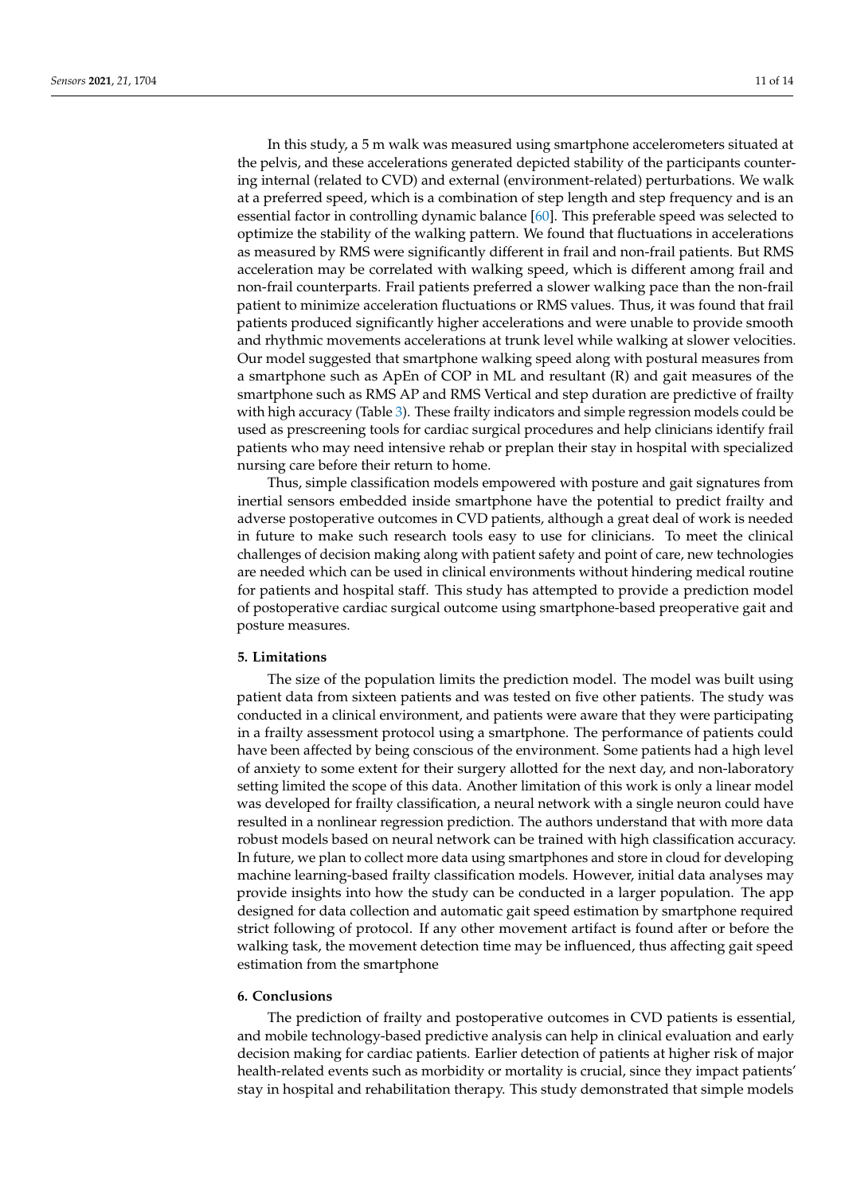In this study, a 5 m walk was measured using smartphone accelerometers situated at the pelvis, and these accelerations generated depicted stability of the participants countering internal (related to CVD) and external (environment-related) perturbations. We walk at a preferred speed, which is a combination of step length and step frequency and is an essential factor in controlling dynamic balance [60]. This preferable speed was selected to optimize the stability of the walking pattern. We found that fluctuations in accelerations as measured by RMS were significantly different in frail and non-frail patients. But RMS acceleration may be correlated with walking speed, which is different among frail and non-frail counterparts. Frail patients preferred a slower walking pace than the non-frail patient to minimize acceleration fluctuations or RMS values. Thus, it was found that frail patients produced significantly higher accelerations and were unable to provide smooth and rhythmic movements accelerations at trunk level while walking at slower velocities. Our model suggested that smartphone walking speed along with postural measures from a smartphone such as ApEn of COP in ML and resultant (R) and gait measures of the smartphone such as RMS AP and RMS Vertical and step duration are predictive of frailty with high accuracy (Table 3). These frailty indicators and simple regression models could be used as prescreening tools for cardiac surgical procedures and help clinicians identify frail patients who may need intensive rehab or preplan their stay in hospital with specialized nursing care before their return to home.

Thus, simple classification models empowered with posture and gait signatures from inertial sensors embedded inside smartphone have the potential to predict frailty and adverse postoperative outcomes in CVD patients, although a great deal of work is needed in future to make such research tools easy to use for clinicians. To meet the clinical challenges of decision making along with patient safety and point of care, new technologies are needed which can be used in clinical environments without hindering medical routine for patients and hospital staff. This study has attempted to provide a prediction model of postoperative cardiac surgical outcome using smartphone-based preoperative gait and posture measures.

## 5. Limitations

The size of the population limits the prediction model. The model was built using patient data from sixteen patients and was tested on five other patients. The study was conducted in a clinical environment, and patients were aware that they were participating in a frailty assessment protocol using a smartphone. The performance of patients could have been affected by being conscious of the environment. Some patients had a high level of anxiety to some extent for their surgery allotted for the next day, and non-laboratory setting limited the scope of this data. Another limitation of this work is only a linear model was developed for frailty classification, a neural network with a single neuron could have resulted in a nonlinear regression prediction. The authors understand that with more data robust models based on neural network can be trained with high classification accuracy. In future, we plan to collect more data using smartphones and store in cloud for developing machine learning-based frailty classification models. However, initial data analyses may provide insights into how the study can be conducted in a larger population. The app designed for data collection and automatic gait speed estimation by smartphone required strict following of protocol. If any other movement artifact is found after or before the walking task, the movement detection time may be influenced, thus affecting gait speed estimation from the smartphone

## 6. Conclusions

The prediction of frailty and postoperative outcomes in CVD patients is essential, and mobile technology-based predictive analysis can help in clinical evaluation and early decision making for cardiac patients. Earlier detection of patients at higher risk of major health-related events such as morbidity or mortality is crucial, since they impact patients' stay in hospital and rehabilitation therapy. This study demonstrated that simple models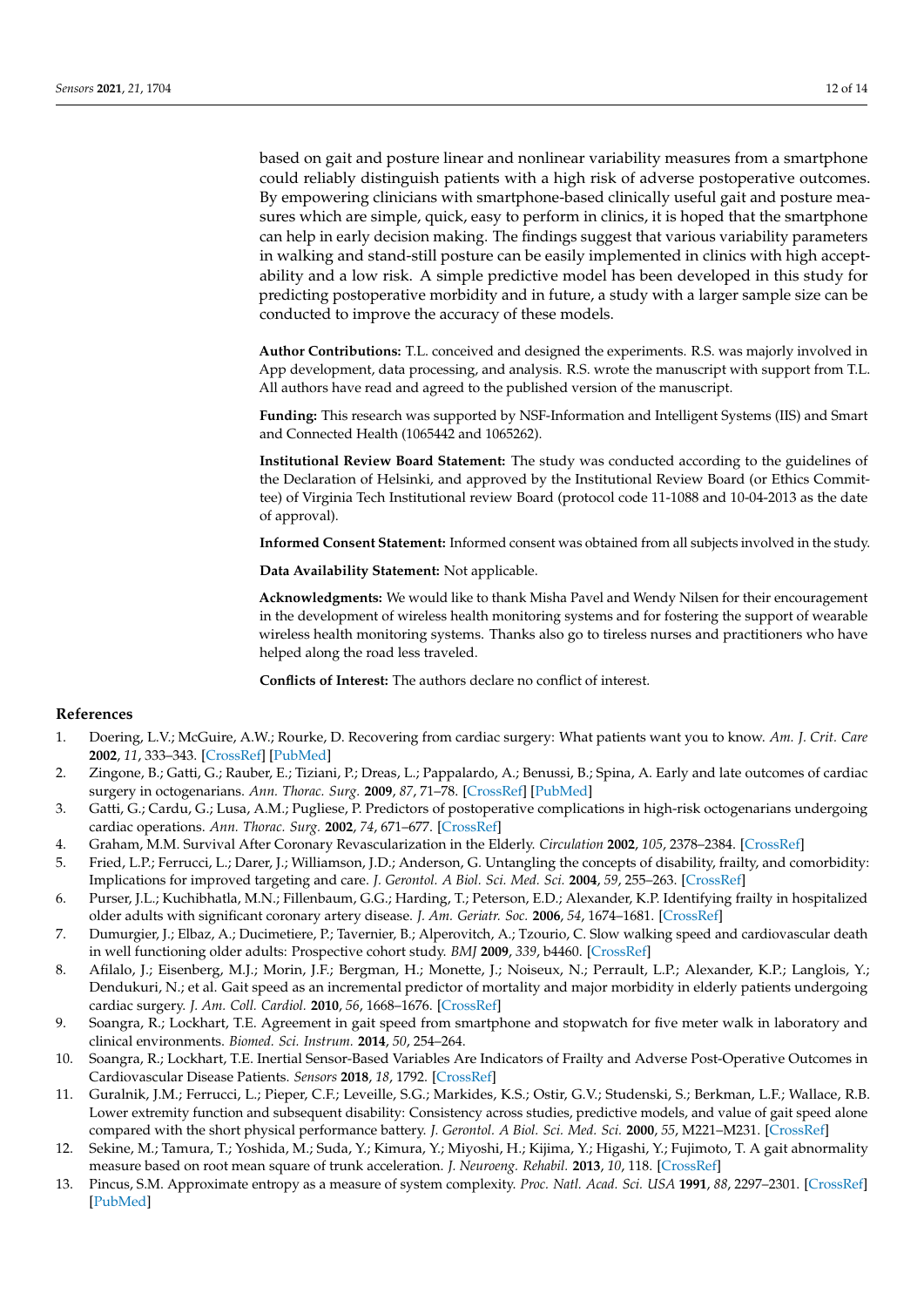based on gait and posture linear and nonlinear variability measures from a smartphone could reliably distinguish patients with a high risk of adverse postoperative outcomes. By empowering clinicians with smartphone-based clinically useful gait and posture measures which are simple, quick, easy to perform in clinics, it is hoped that the smartphone can help in early decision making. The findings suggest that various variability parameters in walking and stand-still posture can be easily implemented in clinics with high acceptability and a low risk. A simple predictive model has been developed in this study for predicting postoperative morbidity and in future, a study with a larger sample size can be conducted to improve the accuracy of these models.

**Author Contributions:** T.L. conceived and designed the experiments. R.S. was majorly involved in App development, data processing, and analysis. R.S. wrote the manuscript with support from T.L. All authors have read and agreed to the published version of the manuscript.

**Funding:** This research was supported by NSF-Information and Intelligent Systems (IIS) and Smart and Connected Health (1065442 and 1065262).

**Institutional Review Board Statement:** The study was conducted according to the guidelines of the Declaration of Helsinki, and approved by the Institutional Review Board (or Ethics Committee) of Virginia Tech Institutional review Board (protocol code 11-1088 and 10-04-2013 as the date of approval).

**Informed Consent Statement:** Informed consent was obtained from all subjects involved in the study.

**Data Availability Statement:** Not applicable.

**Acknowledgments:** We would like to thank Misha Pavel and Wendy Nilsen for their encouragement in the development of wireless health monitoring systems and for fostering the support of wearable wireless health monitoring systems. Thanks also go to tireless nurses and practitioners who have helped along the road less traveled.

**Conflicts of Interest:** The authors declare no conflict of interest.

## References

1. Doering, L.V.; McGuire, A.W.; Rourke, D. Recovering from cardiac surgery: What patients want you to know. *Am. J. Crit. Care* **2002**, *11*, 333–343. [CrossRef] [PubMed]
2. Zingone, B.; Gatti, G.; Rauber, E.; Tiziani, P.; Dreas, L.; Pappalardo, A.; Benussi, B.; Spina, A. Early and late outcomes of cardiac surgery in octogenarians. *Ann. Thorac. Surg.* **2009**, *87*, 71–78. [CrossRef] [PubMed]
3. Gatti, G.; Cardu, G.; Lusa, A.M.; Pugliese, P. Predictors of postoperative complications in high-risk octogenarians undergoing cardiac operations. *Ann. Thorac. Surg.* **2002**, *74*, 671–677. [CrossRef]
4. Graham, M.M. Survival After Coronary Revascularization in the Elderly. *Circulation* **2002**, *105*, 2378–2384. [CrossRef]
5. Fried, L.P.; Ferrucci, L.; Darer, J.; Williamson, J.D.; Anderson, G. Untangling the concepts of disability, frailty, and comorbidity: Implications for improved targeting and care. *J. Gerontol. A Biol. Sci. Med. Sci.* **2004**, *59*, 255–263. [CrossRef]
6. Purser, J.L.; Kuchibhatla, M.N.; Fillenbaum, G.G.; Harding, T.; Peterson, E.D.; Alexander, K.P. Identifying frailty in hospitalized older adults with significant coronary artery disease. *J. Am. Geriatr. Soc.* **2006**, *54*, 1674–1681. [CrossRef]
7. Dumurgier, J.; Elbaz, A.; Ducimetiere, P.; Tavernier, B.; Alperovitch, A.; Tzourio, C. Slow walking speed and cardiovascular death in well functioning older adults: Prospective cohort study. *BMJ* **2009**, *339*, b4460. [CrossRef]
8. Afilalo, J.; Eisenberg, M.J.; Morin, J.F.; Bergman, H.; Monette, J.; Noiseux, N.; Perrault, L.P.; Alexander, K.P.; Langlois, Y.; Dendukuri, N.; et al. Gait speed as an incremental predictor of mortality and major morbidity in elderly patients undergoing cardiac surgery. *J. Am. Coll. Cardiol.* **2010**, *56*, 1668–1676. [CrossRef]
9. Soangra, R.; Lockhart, T.E. Agreement in gait speed from smartphone and stopwatch for five meter walk in laboratory and clinical environments. *Biomed. Sci. Instrum.* **2014**, *50*, 254–264.
10. Soangra, R.; Lockhart, T.E. Inertial Sensor-Based Variables Are Indicators of Frailty and Adverse Post-Operative Outcomes in Cardiovascular Disease Patients. *Sensors* **2018**, *18*, 1792. [CrossRef]
11. Guralnik, J.M.; Ferrucci, L.; Pieper, C.F.; Leveille, S.G.; Markides, K.S.; Ostir, G.V.; Studenski, S.; Berkman, L.F.; Wallace, R.B. Lower extremity function and subsequent disability: Consistency across studies, predictive models, and value of gait speed alone compared with the short physical performance battery. *J. Gerontol. A Biol. Sci. Med. Sci.* **2000**, *55*, M221–M231. [CrossRef]
12. Sekine, M.; Tamura, T.; Yoshida, M.; Suda, Y.; Kimura, Y.; Miyoshi, H.; Kijima, Y.; Higashi, Y.; Fujimoto, T. A gait abnormality measure based on root mean square of trunk acceleration. *J. Neuroeng. Rehabil.* **2013**, *10*, 118. [CrossRef]
13. Pincus, S.M. Approximate entropy as a measure of system complexity. *Proc. Natl. Acad. Sci. USA* **1991**, *88*, 2297–2301. [CrossRef] [PubMed]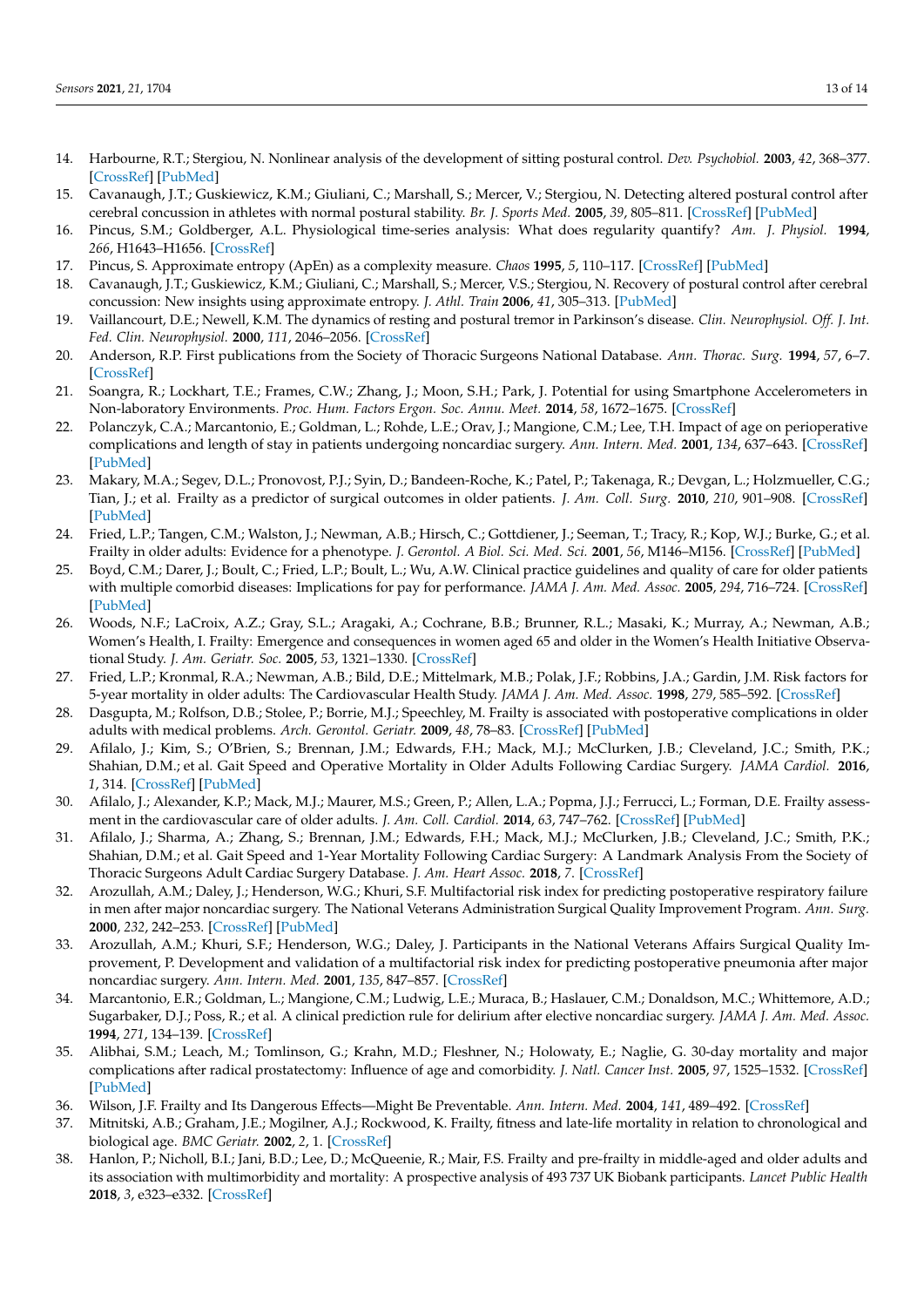14. Harbourne, R.T.; Stergiou, N. Nonlinear analysis of the development of sitting postural control. *Dev. Psychobiol.* **2003**, *42*, 368–377. [CrossRef] [PubMed]
15. Cavanaugh, J.T.; Guskiewicz, K.M.; Giuliani, C.; Marshall, S.; Mercer, V.; Stergiou, N. Detecting altered postural control after cerebral concussion in athletes with normal postural stability. *Br. J. Sports Med.* **2005**, *39*, 805–811. [CrossRef] [PubMed]
16. Pincus, S.M.; Goldberger, A.L. Physiological time-series analysis: What does regularity quantify? *Am. J. Physiol.* **1994**, *266*, H1643–H1656. [CrossRef]
17. Pincus, S. Approximate entropy (ApEn) as a complexity measure. *Chaos* **1995**, *5*, 110–117. [CrossRef] [PubMed]
18. Cavanaugh, J.T.; Guskiewicz, K.M.; Giuliani, C.; Marshall, S.; Mercer, V.S.; Stergiou, N. Recovery of postural control after cerebral concussion: New insights using approximate entropy. *J. Athl. Train* **2006**, *41*, 305–313. [PubMed]
19. Vaillancourt, D.E.; Newell, K.M. The dynamics of resting and postural tremor in Parkinson's disease. *Clin. Neurophysiol. Off. J. Int. Fed. Clin. Neurophysiol.* **2000**, *111*, 2046–2056. [CrossRef]
20. Anderson, R.P. First publications from the Society of Thoracic Surgeons National Database. *Ann. Thorac. Surg.* **1994**, *57*, 6–7. [CrossRef]
21. Soangra, R.; Lockhart, T.E.; Frames, C.W.; Zhang, J.; Moon, S.H.; Park, J. Potential for using Smartphone Accelerometers in Non-laboratory Environments. *Proc. Hum. Factors Ergon. Soc. Annu. Meet.* **2014**, *58*, 1672–1675. [CrossRef]
22. Polanczyk, C.A.; Marcantonio, E.; Goldman, L.; Rohde, L.E.; Orav, J.; Mangione, C.M.; Lee, T.H. Impact of age on perioperative complications and length of stay in patients undergoing noncardiac surgery. *Ann. Intern. Med.* **2001**, *134*, 637–643. [CrossRef] [PubMed]
23. Makary, M.A.; Segev, D.L.; Pronovost, P.J.; Syin, D.; Bandeen-Roche, K.; Patel, P.; Takenaga, R.; Devgan, L.; Holzmueller, C.G.; Tian, J.; et al. Frailty as a predictor of surgical outcomes in older patients. *J. Am. Coll. Surg.* **2010**, *210*, 901–908. [CrossRef] [PubMed]
24. Fried, L.P.; Tangen, C.M.; Walston, J.; Newman, A.B.; Hirsch, C.; Gottdiener, J.; Seeman, T.; Tracy, R.; Kop, W.J.; Burke, G.; et al. Frailty in older adults: Evidence for a phenotype. *J. Gerontol. A Biol. Sci. Med. Sci.* **2001**, *56*, M146–M156. [CrossRef] [PubMed]
25. Boyd, C.M.; Darer, J.; Boult, C.; Fried, L.P.; Boult, L.; Wu, A.W. Clinical practice guidelines and quality of care for older patients with multiple comorbid diseases: Implications for pay for performance. *JAMA J. Am. Med. Assoc.* **2005**, *294*, 716–724. [CrossRef] [PubMed]
26. Woods, N.F.; LaCroix, A.Z.; Gray, S.L.; Aragaki, A.; Cochrane, B.B.; Brunner, R.L.; Masaki, K.; Murray, A.; Newman, A.B.; Women's Health, I. Frailty: Emergence and consequences in women aged 65 and older in the Women's Health Initiative Observational Study. *J. Am. Geriatr. Soc.* **2005**, *53*, 1321–1330. [CrossRef]
27. Fried, L.P.; Kronmal, R.A.; Newman, A.B.; Bild, D.E.; Mittelmark, M.B.; Polak, J.F.; Robbins, J.A.; Gardin, J.M. Risk factors for 5-year mortality in older adults: The Cardiovascular Health Study. *JAMA J. Am. Med. Assoc.* **1998**, *279*, 585–592. [CrossRef]
28. Dasgupta, M.; Rolfson, D.B.; Stolee, P.; Borrie, M.J.; Speechley, M. Frailty is associated with postoperative complications in older adults with medical problems. *Arch. Gerontol. Geriatr.* **2009**, *48*, 78–83. [CrossRef] [PubMed]
29. Afilalo, J.; Kim, S.; O'Brien, S.; Brennan, J.M.; Edwards, F.H.; Mack, M.J.; McClurken, J.B.; Cleveland, J.C.; Smith, P.K.; Shahian, D.M.; et al. Gait Speed and Operative Mortality in Older Adults Following Cardiac Surgery. *JAMA Cardiol.* **2016**, *1*, 314. [CrossRef] [PubMed]
30. Afilalo, J.; Alexander, K.P.; Mack, M.J.; Maurer, M.S.; Green, P.; Allen, L.A.; Popma, J.J.; Ferrucci, L.; Forman, D.E. Frailty assessment in the cardiovascular care of older adults. *J. Am. Coll. Cardiol.* **2014**, *63*, 747–762. [CrossRef] [PubMed]
31. Afilalo, J.; Sharma, A.; Zhang, S.; Brennan, J.M.; Edwards, F.H.; Mack, M.J.; McClurken, J.B.; Cleveland, J.C.; Smith, P.K.; Shahian, D.M.; et al. Gait Speed and 1-Year Mortality Following Cardiac Surgery: A Landmark Analysis From the Society of Thoracic Surgeons Adult Cardiac Surgery Database. *J. Am. Heart Assoc.* **2018**, *7*. [CrossRef]
32. Arozullah, A.M.; Daley, J.; Henderson, W.G.; Khuri, S.F. Multifactorial risk index for predicting postoperative respiratory failure in men after major noncardiac surgery. The National Veterans Administration Surgical Quality Improvement Program. *Ann. Surg.* **2000**, *232*, 242–253. [CrossRef] [PubMed]
33. Arozullah, A.M.; Khuri, S.F.; Henderson, W.G.; Daley, J. Participants in the National Veterans Affairs Surgical Quality Improvement, P. Development and validation of a multifactorial risk index for predicting postoperative pneumonia after major noncardiac surgery. *Ann. Intern. Med.* **2001**, *135*, 847–857. [CrossRef]
34. Marcantonio, E.R.; Goldman, L.; Mangione, C.M.; Ludwig, L.E.; Muraca, B.; Haslauer, C.M.; Donaldson, M.C.; Whittemore, A.D.; Sugarbaker, D.J.; Poss, R.; et al. A clinical prediction rule for delirium after elective noncardiac surgery. *JAMA J. Am. Med. Assoc.* **1994**, *271*, 134–139. [CrossRef]
35. Alibhai, S.M.; Leach, M.; Tomlinson, G.; Krahn, M.D.; Fleshner, N.; Holowaty, E.; Naglie, G. 30-day mortality and major complications after radical prostatectomy: Influence of age and comorbidity. *J. Natl. Cancer Inst.* **2005**, *97*, 1525–1532. [CrossRef] [PubMed]
36. Wilson, J.F. Frailty and Its Dangerous Effects—Might Be Preventable. *Ann. Intern. Med.* **2004**, *141*, 489–492. [CrossRef]
37. Mitnitski, A.B.; Graham, J.E.; Mogilner, A.J.; Rockwood, K. Frailty, fitness and late-life mortality in relation to chronological and biological age. *BMC Geriatr.* **2002**, *2*, 1. [CrossRef]
38. Hanlon, P.; Nicholl, B.I.; Jani, B.D.; Lee, D.; McQueenie, R.; Mair, F.S. Frailty and pre-frailty in middle-aged and older adults and its association with multimorbidity and mortality: A prospective analysis of 493 737 UK Biobank participants. *Lancet Public Health* **2018**, *3*, e323–e332. [CrossRef]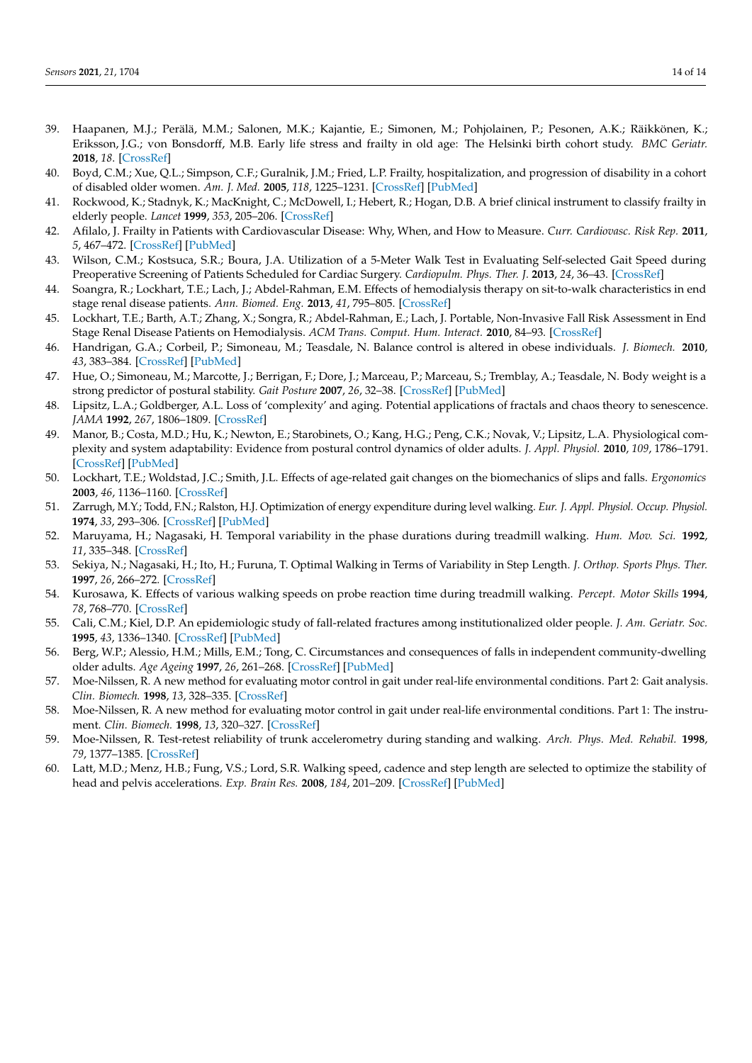39. Haapanen, M.J.; Perälä, M.M.; Salonen, M.K.; Kajantie, E.; Simonen, M.; Pohjolainen, P.; Pesonen, A.K.; Räikkönen, K.; Eriksson, J.G.; von Bonsdorff, M.B. Early life stress and frailty in old age: The Helsinki birth cohort study. *BMC Geriatr.* **2018**, *18*. [CrossRef]
40. Boyd, C.M.; Xue, Q.L.; Simpson, C.F.; Guralnik, J.M.; Fried, L.P. Frailty, hospitalization, and progression of disability in a cohort of disabled older women. *Am. J. Med.* **2005**, *118*, 1225–1231. [CrossRef] [PubMed]
41. Rockwood, K.; Stadnyk, K.; MacKnight, C.; McDowell, I.; Hebert, R.; Hogan, D.B. A brief clinical instrument to classify frailty in elderly people. *Lancet* **1999**, *353*, 205–206. [CrossRef]
42. Afilalo, J. Frailty in Patients with Cardiovascular Disease: Why, When, and How to Measure. *Curr. Cardiovasc. Risk Rep.* **2011**, *5*, 467–472. [CrossRef] [PubMed]
43. Wilson, C.M.; Kostsuca, S.R.; Boura, J.A. Utilization of a 5-Meter Walk Test in Evaluating Self-selected Gait Speed during Preoperative Screening of Patients Scheduled for Cardiac Surgery. *Cardiopulm. Phys. Ther. J.* **2013**, *24*, 36–43. [CrossRef]
44. Soangra, R.; Lockhart, T.E.; Lach, J.; Abdel-Rahman, E.M. Effects of hemodialysis therapy on sit-to-walk characteristics in end stage renal disease patients. *Ann. Biomed. Eng.* **2013**, *41*, 795–805. [CrossRef]
45. Lockhart, T.E.; Barth, A.T.; Zhang, X.; Songra, R.; Abdel-Rahman, E.; Lach, J. Portable, Non-Invasive Fall Risk Assessment in End Stage Renal Disease Patients on Hemodialysis. *ACM Trans. Comput. Hum. Interact.* **2010**, 84–93. [CrossRef]
46. Handrigan, G.A.; Corbeil, P.; Simoneau, M.; Teasdale, N. Balance control is altered in obese individuals. *J. Biomech.* **2010**, *43*, 383–384. [CrossRef] [PubMed]
47. Hue, O.; Simoneau, M.; Marcotte, J.; Berrigan, F.; Dore, J.; Marceau, P.; Marceau, S.; Tremblay, A.; Teasdale, N. Body weight is a strong predictor of postural stability. *Gait Posture* **2007**, *26*, 32–38. [CrossRef] [PubMed]
48. Lipsitz, L.A.; Goldberger, A.L. Loss of 'complexity' and aging. Potential applications of fractals and chaos theory to senescence. *JAMA* **1992**, *267*, 1806–1809. [CrossRef]
49. Manor, B.; Costa, M.D.; Hu, K.; Newton, E.; Starobinets, O.; Kang, H.G.; Peng, C.K.; Novak, V.; Lipsitz, L.A. Physiological complexity and system adaptability: Evidence from postural control dynamics of older adults. *J. Appl. Physiol.* **2010**, *109*, 1786–1791. [CrossRef] [PubMed]
50. Lockhart, T.E.; Woldstad, J.C.; Smith, J.L. Effects of age-related gait changes on the biomechanics of slips and falls. *Ergonomics* **2003**, *46*, 1136–1160. [CrossRef]
51. Zarrugh, M.Y.; Todd, F.N.; Ralston, H.J. Optimization of energy expenditure during level walking. *Eur. J. Appl. Physiol. Occup. Physiol.* **1974**, *33*, 293–306. [CrossRef] [PubMed]
52. Maruyama, H.; Nagasaki, H. Temporal variability in the phase durations during treadmill walking. *Hum. Mov. Sci.* **1992**, *11*, 335–348. [CrossRef]
53. Sekiya, N.; Nagasaki, H.; Ito, H.; Furuna, T. Optimal Walking in Terms of Variability in Step Length. *J. Orthop. Sports Phys. Ther.* **1997**, *26*, 266–272. [CrossRef]
54. Kurosawa, K. Effects of various walking speeds on probe reaction time during treadmill walking. *Percept. Motor Skills* **1994**, *78*, 768–770. [CrossRef]
55. Cali, C.M.; Kiel, D.P. An epidemiologic study of fall-related fractures among institutionalized older people. *J. Am. Geriatr. Soc.* **1995**, *43*, 1336–1340. [CrossRef] [PubMed]
56. Berg, W.P.; Alessio, H.M.; Mills, E.M.; Tong, C. Circumstances and consequences of falls in independent community-dwelling older adults. *Age Ageing* **1997**, *26*, 261–268. [CrossRef] [PubMed]
57. Moe-Nilssen, R. A new method for evaluating motor control in gait under real-life environmental conditions. Part 2: Gait analysis. *Clin. Biomech.* **1998**, *13*, 328–335. [CrossRef]
58. Moe-Nilssen, R. A new method for evaluating motor control in gait under real-life environmental conditions. Part 1: The instrument. *Clin. Biomech.* **1998**, *13*, 320–327. [CrossRef]
59. Moe-Nilssen, R. Test-retest reliability of trunk accelerometry during standing and walking. *Arch. Phys. Med. Rehabil.* **1998**, *79*, 1377–1385. [CrossRef]
60. Latt, M.D.; Menz, H.B.; Fung, V.S.; Lord, S.R. Walking speed, cadence and step length are selected to optimize the stability of head and pelvis accelerations. *Exp. Brain Res.* **2008**, *184*, 201–209. [CrossRef] [PubMed]